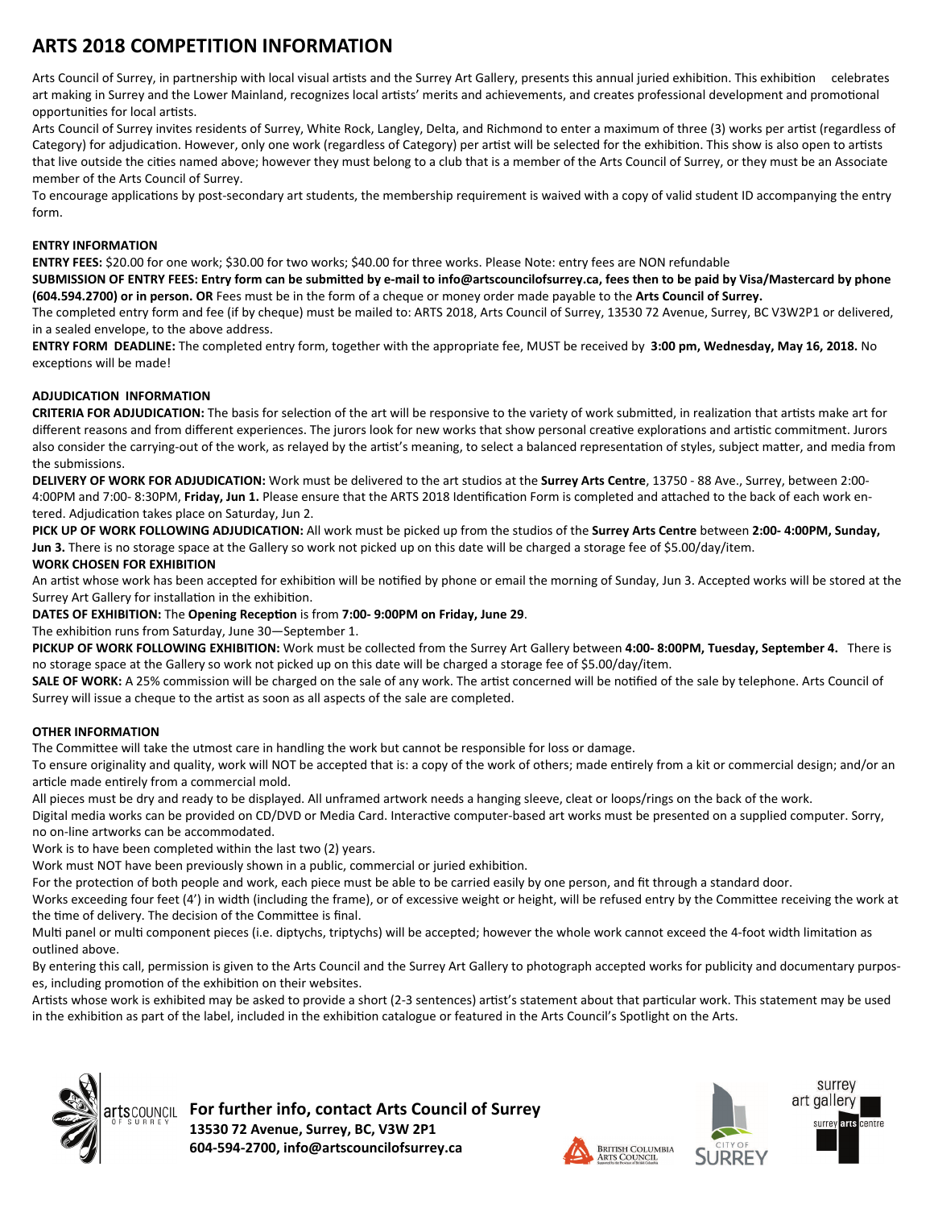# ARTS 2018 COMPETITION INFORMATION

Arts Council of Surrey, in partnership with local visual artists and the Surrey Art Gallery, presents this annual juried exhibition. This exhibition celebrates art making in Surrey and the Lower Mainland, recognizes local artists' merits and achievements, and creates professional development and promotional opportunities for local artists.

Arts Council of Surrey invites residents of Surrey, White Rock, Langley, Delta, and Richmond to enter a maximum of three (3) works per artist (regardless of Category) for adjudication. However, only one work (regardless of Category) per artist will be selected for the exhibition. This show is also open to artists that live outside the cities named above; however they must belong to a club that is a member of the Arts Council of Surrey, or they must be an Associate member of the Arts Council of Surrey.

To encourage applications by post-secondary art students, the membership requirement is waived with a copy of valid student ID accompanying the entry form.

### ENTRY INFORMATION

**ENTRY FEES:** $20.00 for one work; $30.00 for two works; $40.00 for three works. Please Note: entry fees are NON refundable

**SUBMISSION OF ENTRY FEES: Entry form can be submitted by e-mail to info@artscouncilofsurrey.ca, fees then to be paid by Visa/Mastercard by phone (604.594.2700) or in person. OR** Fees must be in the form of a cheque or money order made payable to the **Arts Council of Surrey.**

The completed entry form and fee (if by cheque) must be mailed to: ARTS 2018, Arts Council of Surrey, 13530 72 Avenue, Surrey, BC V3W2P1 or delivered, in a sealed envelope, to the above address.

**ENTRY FORM DEADLINE:** The completed entry form, together with the appropriate fee, MUST be received by **3:00 pm, Wednesday, May 16, 2018.** No exceptions will be made!

### ADJUDICATION INFORMATION

**CRITERIA FOR ADJUDICATION:** The basis for selection of the art will be responsive to the variety of work submitted, in realization that artists make art for different reasons and from different experiences. The jurors look for new works that show personal creative explorations and artistic commitment. Jurors also consider the carrying-out of the work, as relayed by the artist's meaning, to select a balanced representation of styles, subject matter, and media from the submissions.

**DELIVERY OF WORK FOR ADJUDICATION:** Work must be delivered to the art studios at the **Surrey Arts Centre**, 13750 - 88 Ave., Surrey, between 2:00-4:00PM and 7:00- 8:30PM, **Friday, Jun 1.** Please ensure that the ARTS 2018 Identification Form is completed and attached to the back of each work entered. Adjudication takes place on Saturday, Jun 2.

**PICK UP OF WORK FOLLOWING ADJUDICATION:** All work must be picked up from the studios of the **Surrey Arts Centre** between **2:00- 4:00PM, Sunday, Jun 3.** There is no storage space at the Gallery so work not picked up on this date will be charged a storage fee of $5.00/day/item.

**WORK CHOSEN FOR EXHIBITION**

An artist whose work has been accepted for exhibition will be notified by phone or email the morning of Sunday, Jun 3. Accepted works will be stored at the Surrey Art Gallery for installation in the exhibition.

**DATES OF EXHIBITION:** The **Opening Reception** is from **7:00- 9:00PM on Friday, June 29**.

The exhibition runs from Saturday, June 30—September 1.

**PICKUP OF WORK FOLLOWING EXHIBITION:** Work must be collected from the Surrey Art Gallery between **4:00- 8:00PM, Tuesday, September 4.** There is no storage space at the Gallery so work not picked up on this date will be charged a storage fee of $5.00/day/item.

**SALE OF WORK:** A 25% commission will be charged on the sale of any work. The artist concerned will be notified of the sale by telephone. Arts Council of Surrey will issue a cheque to the artist as soon as all aspects of the sale are completed.

### OTHER INFORMATION

The Committee will take the utmost care in handling the work but cannot be responsible for loss or damage.

To ensure originality and quality, work will NOT be accepted that is: a copy of the work of others; made entirely from a kit or commercial design; and/or an article made entirely from a commercial mold.

All pieces must be dry and ready to be displayed. All unframed artwork needs a hanging sleeve, cleat or loops/rings on the back of the work.

Digital media works can be provided on CD/DVD or Media Card. Interactive computer-based art works must be presented on a supplied computer. Sorry, no on-line artworks can be accommodated.

Work is to have been completed within the last two (2) years.

Work must NOT have been previously shown in a public, commercial or juried exhibition.

For the protection of both people and work, each piece must be able to be carried easily by one person, and fit through a standard door.

Works exceeding four feet (4') in width (including the frame), or of excessive weight or height, will be refused entry by the Committee receiving the work at the time of delivery. The decision of the Committee is final.

Multi panel or multi component pieces (i.e. diptychs, triptychs) will be accepted; however the whole work cannot exceed the 4-foot width limitation as outlined above.

By entering this call, permission is given to the Arts Council and the Surrey Art Gallery to photograph accepted works for publicity and documentary purposes, including promotion of the exhibition on their websites.

Artists whose work is exhibited may be asked to provide a short (2-3 sentences) artist's statement about that particular work. This statement may be used in the exhibition as part of the label, included in the exhibition catalogue or featured in the Arts Council's Spotlight on the Arts.

**For further info, contact Arts Council of Surrey**
**13530 72 Avenue, Surrey, BC, V3W 2P1**
**604-594-2700, info@artscouncilofsurrey.ca**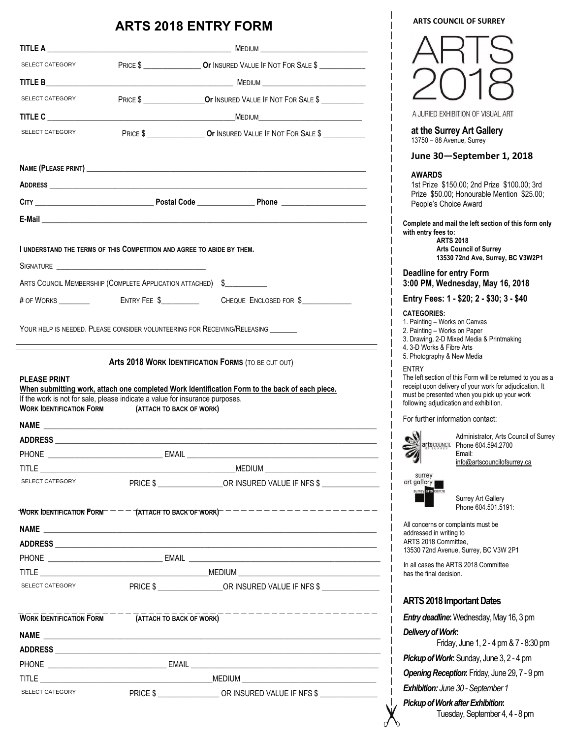# ARTS 2018 ENTRY FORM

**TITLE A** ______________________________ MEDIUM ______________________

SELECT CATEGORY PRICE $ ____________ **Or** INSURED VALUE IF NOT FOR SALE $ __________

**TITLE B** ______________________________ MEDIUM ______________________

SELECT CATEGORY PRICE $ ____________ **Or** INSURED VALUE IF NOT FOR SALE $ __________

**TITLE C** ______________________________ MEDIUM ______________________

SELECT CATEGORY PRICE $ ____________ **Or** INSURED VALUE IF NOT FOR SALE $ __________

**NAME (PLEASE PRINT)** ______________________________________________

**ADDRESS** ______________________________________________

**CITY** ____________________ **Postal Code** ____________ **Phone** ________________

**E-Mail** ______________________________________________

**I UNDERSTAND THE TERMS OF THIS COMPETITION AND AGREE TO ABIDE BY THEM.**

SIGNATURE ______________________________

ARTS COUNCIL MEMBERSHIIP (COMPLETE APPLICATION ATTACHED) $__________

# OF WORKS ________ ENTRY FEE $_________ CHEQUE ENCLOSED FOR $____________

YOUR HELP IS NEEDED. PLEASE CONSIDER VOLUNTEERING FOR RECEIVING/RELEASING _______

---

### Arts 2018 WORK IDENTIFICATION FORMS (TO BE CUT OUT)

**PLEASE PRINT**

**When submitting work, attach one completed Work Identification Form to the back of each piece.**

If the work is not for sale, please indicate a value for insurance purposes.

**WORK IDENTIFICATION FORM (ATTACH TO BACK OF WORK)**

**NAME** ______________________________________________

**ADDRESS** ______________________________________________

PHONE ____________________ EMAIL ______________________________

TITLE ______________________________ MEDIUM ______________________

SELECT CATEGORY PRICE $ ____________ OR INSURED VALUE IF NFS $ __________

**WORK IDENTIFICATION FORM (ATTACH TO BACK OF WORK)**

**NAME** ______________________________________________

**ADDRESS** ______________________________________________

PHONE ____________________ EMAIL ______________________________

TITLE ______________________________ MEDIUM ______________________

SELECT CATEGORY PRICE $ ____________ OR INSURED VALUE IF NFS $ __________

**WORK IDENTIFICATION FORM (ATTACH TO BACK OF WORK)**

**NAME** ______________________________________________

**ADDRESS** ______________________________________________

PHONE ____________________ EMAIL ______________________________

TITLE ______________________________ MEDIUM ______________________

SELECT CATEGORY PRICE $ ____________ OR INSURED VALUE IF NFS $ __________

---

**ARTS COUNCIL OF SURREY**

# ARTS 2018

A JURIED EXHIBITION OF VISUAL ART

**at the Surrey Art Gallery**
13750 – 88 Avenue, Surrey

**June 30—September 1, 2018**

**AWARDS**
1st Prize $150.00; 2nd Prize $100.00; 3rd Prize $50.00; Honourable Mention $25.00; People's Choice Award

**Complete and mail the left section of this form only with entry fees to:**
**ARTS 2018**
**Arts Council of Surrey**
**13530 72nd Ave, Surrey, BC V3W2P1**

**Deadline for entry Form**
**3:00 PM, Wednesday, May 16, 2018**

**Entry Fees: 1 - $20; 2 - $30; 3 - $40**

**CATEGORIES:**
1. Painting – Works on Canvas
2. Painting – Works on Paper
3. Drawing, 2-D Mixed Media & Printmaking
4. 3-D Works & Fibre Arts
5. Photography & New Media

ENTRY
The left section of this Form will be returned to you as a receipt upon delivery of your work for adjudication. It must be presented when you pick up your work following adjudication and exhibition.

For further information contact:

Administrator, Arts Council of Surrey
Phone 604.594.2700
Email:
info@artscouncilofsurrey.ca

Surrey Art Gallery
Phone 604.501.5191:

All concerns or complaints must be addressed in writing to ARTS 2018 Committee, 13530 72nd Avenue, Surrey, BC V3W 2P1

In all cases the ARTS 2018 Committee has the final decision.

## ARTS 2018 Important Dates

***Entry deadline*:** Wednesday, May 16, 3 pm

***Delivery of Work*:** Friday, June 1, 2 - 4 pm & 7 - 8:30 pm

***Pickup of Work*:** Sunday, June 3, 2 - 4 pm

***Opening Reception*:** Friday, June 29, 7 - 9 pm

***Exhibition:*** *June 30 - September 1*

***Pickup of Work after Exhibition*:** Tuesday, September 4, 4 - 8 pm